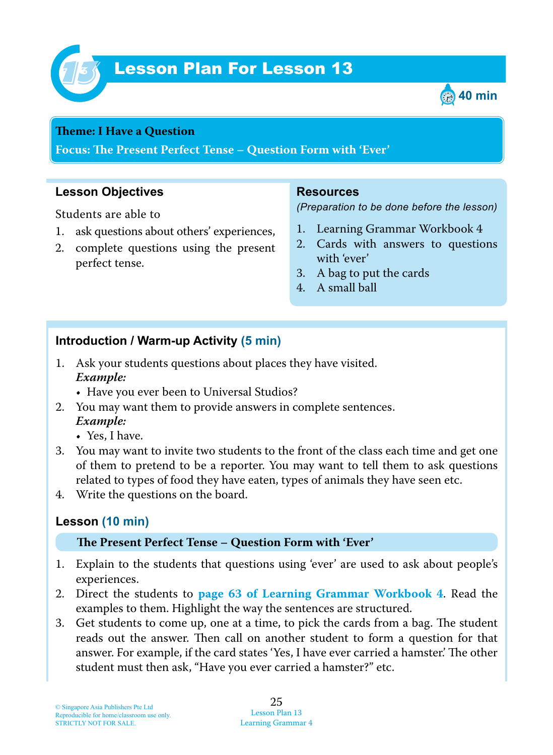# Lesson Plan For Lesson 13

40 min

**Theme: I Have a Question**

**Focus: The Present Perfect Tense – Question Form with 'Ever'**

## Lesson Objectives

Students are able to

1. ask questions about others' experiences,
2. complete questions using the present perfect tense.

## Resources

*(Preparation to be done before the lesson)*

1. Learning Grammar Workbook 4
2. Cards with answers to questions with 'ever'
3. A bag to put the cards
4. A small ball

## Introduction / Warm-up Activity (5 min)

1. Ask your students questions about places they have visited.
   ***Example:***
   - Have you ever been to Universal Studios?
2. You may want them to provide answers in complete sentences.
   ***Example:***
   - Yes, I have.
3. You may want to invite two students to the front of the class each time and get one of them to pretend to be a reporter. You may want to tell them to ask questions related to types of food they have eaten, types of animals they have seen etc.
4. Write the questions on the board.

## Lesson (10 min)

**The Present Perfect Tense – Question Form with 'Ever'**

1. Explain to the students that questions using 'ever' are used to ask about people's experiences.
2. Direct the students to **page 63 of Learning Grammar Workbook 4**. Read the examples to them. Highlight the way the sentences are structured.
3. Get students to come up, one at a time, to pick the cards from a bag. The student reads out the answer. Then call on another student to form a question for that answer. For example, if the card states 'Yes, I have ever carried a hamster.' The other student must then ask, "Have you ever carried a hamster?" etc.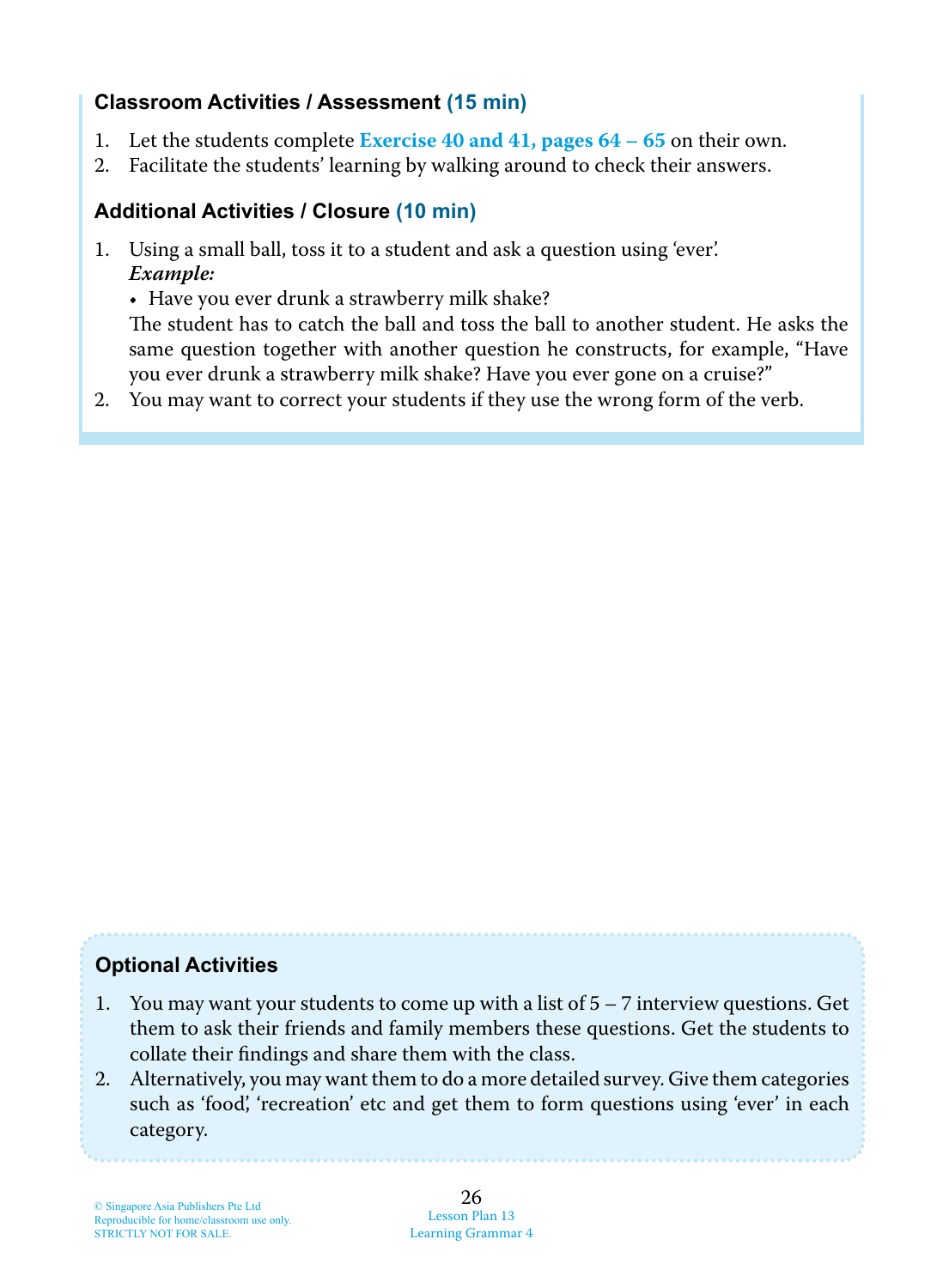### Classroom Activities / Assessment (15 min)

1. Let the students complete **Exercise 40 and 41, pages 64 – 65** on their own.
2. Facilitate the students' learning by walking around to check their answers.

### Additional Activities / Closure (10 min)

1. Using a small ball, toss it to a student and ask a question using 'ever'.
   ***Example:***
   - Have you ever drunk a strawberry milk shake?

   The student has to catch the ball and toss the ball to another student. He asks the same question together with another question he constructs, for example, "Have you ever drunk a strawberry milk shake? Have you ever gone on a cruise?"
2. You may want to correct your students if they use the wrong form of the verb.

### Optional Activities

1. You may want your students to come up with a list of 5 – 7 interview questions. Get them to ask their friends and family members these questions. Get the students to collate their findings and share them with the class.
2. Alternatively, you may want them to do a more detailed survey. Give them categories such as 'food', 'recreation' etc and get them to form questions using 'ever' in each category.